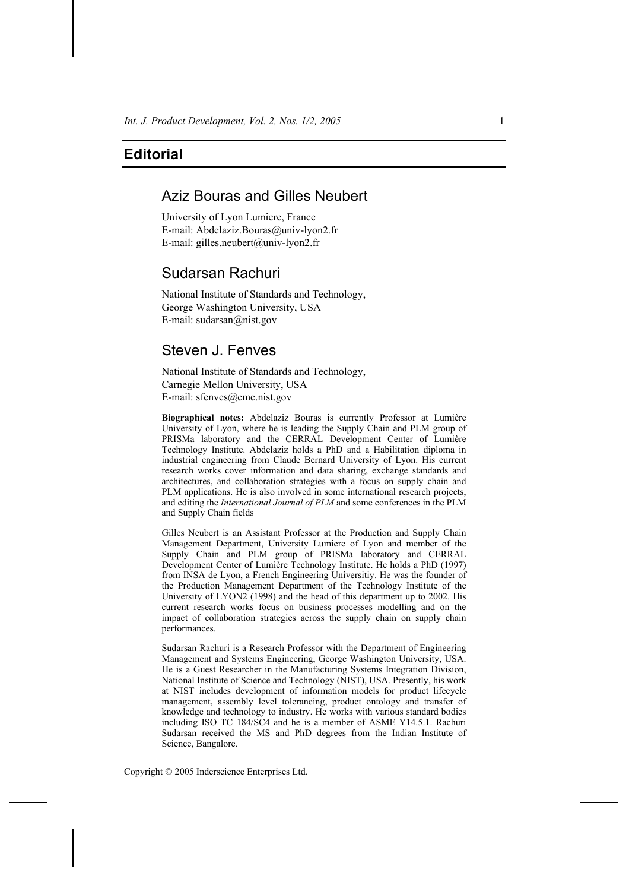# Editorial

## Aziz Bouras and Gilles Neubert

University of Lyon Lumiere, France
E-mail: Abdelaziz.Bouras@univ-lyon2.fr
E-mail: gilles.neubert@univ-lyon2.fr

## Sudarsan Rachuri

National Institute of Standards and Technology,
George Washington University, USA
E-mail: sudarsan@nist.gov

## Steven J. Fenves

National Institute of Standards and Technology,
Carnegie Mellon University, USA
E-mail: sfenves@cme.nist.gov

**Biographical notes:** Abdelaziz Bouras is currently Professor at Lumière University of Lyon, where he is leading the Supply Chain and PLM group of PRISMa laboratory and the CERRAL Development Center of Lumière Technology Institute. Abdelaziz holds a PhD and a Habilitation diploma in industrial engineering from Claude Bernard University of Lyon. His current research works cover information and data sharing, exchange standards and architectures, and collaboration strategies with a focus on supply chain and PLM applications. He is also involved in some international research projects, and editing the *International Journal of PLM* and some conferences in the PLM and Supply Chain fields

Gilles Neubert is an Assistant Professor at the Production and Supply Chain Management Department, University Lumiere of Lyon and member of the Supply Chain and PLM group of PRISMa laboratory and CERRAL Development Center of Lumière Technology Institute. He holds a PhD (1997) from INSA de Lyon, a French Engineering Universitiy. He was the founder of the Production Management Department of the Technology Institute of the University of LYON2 (1998) and the head of this department up to 2002. His current research works focus on business processes modelling and on the impact of collaboration strategies across the supply chain on supply chain performances.

Sudarsan Rachuri is a Research Professor with the Department of Engineering Management and Systems Engineering, George Washington University, USA. He is a Guest Researcher in the Manufacturing Systems Integration Division, National Institute of Science and Technology (NIST), USA. Presently, his work at NIST includes development of information models for product lifecycle management, assembly level tolerancing, product ontology and transfer of knowledge and technology to industry. He works with various standard bodies including ISO TC 184/SC4 and he is a member of ASME Y14.5.1. Rachuri Sudarsan received the MS and PhD degrees from the Indian Institute of Science, Bangalore.

Copyright © 2005 Inderscience Enterprises Ltd.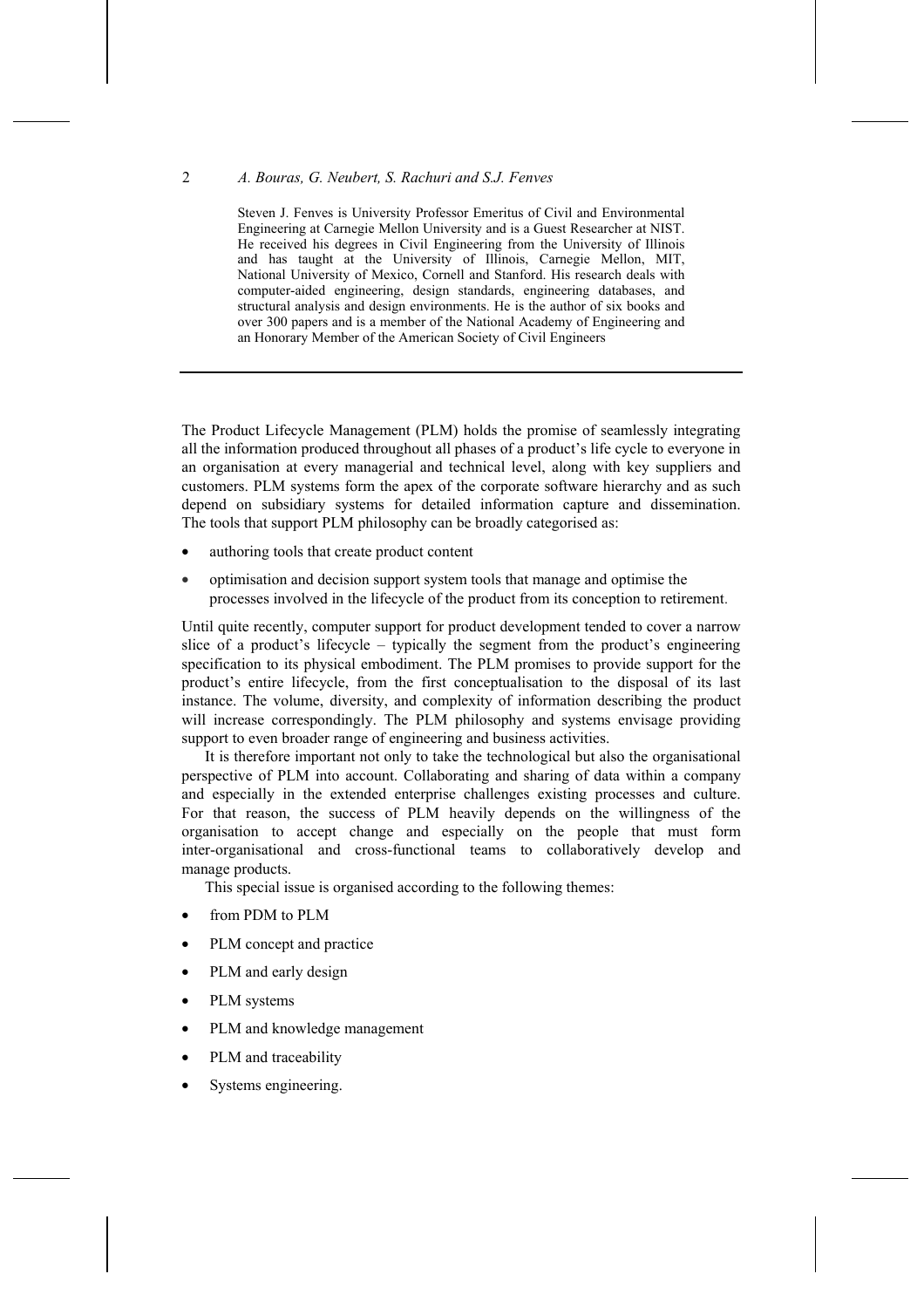Steven J. Fenves is University Professor Emeritus of Civil and Environmental Engineering at Carnegie Mellon University and is a Guest Researcher at NIST. He received his degrees in Civil Engineering from the University of Illinois and has taught at the University of Illinois, Carnegie Mellon, MIT, National University of Mexico, Cornell and Stanford. His research deals with computer-aided engineering, design standards, engineering databases, and structural analysis and design environments. He is the author of six books and over 300 papers and is a member of the National Academy of Engineering and an Honorary Member of the American Society of Civil Engineers

---

The Product Lifecycle Management (PLM) holds the promise of seamlessly integrating all the information produced throughout all phases of a product's life cycle to everyone in an organisation at every managerial and technical level, along with key suppliers and customers. PLM systems form the apex of the corporate software hierarchy and as such depend on subsidiary systems for detailed information capture and dissemination. The tools that support PLM philosophy can be broadly categorised as:

- authoring tools that create product content
- optimisation and decision support system tools that manage and optimise the processes involved in the lifecycle of the product from its conception to retirement.

Until quite recently, computer support for product development tended to cover a narrow slice of a product's lifecycle – typically the segment from the product's engineering specification to its physical embodiment. The PLM promises to provide support for the product's entire lifecycle, from the first conceptualisation to the disposal of its last instance. The volume, diversity, and complexity of information describing the product will increase correspondingly. The PLM philosophy and systems envisage providing support to even broader range of engineering and business activities.

It is therefore important not only to take the technological but also the organisational perspective of PLM into account. Collaborating and sharing of data within a company and especially in the extended enterprise challenges existing processes and culture. For that reason, the success of PLM heavily depends on the willingness of the organisation to accept change and especially on the people that must form inter-organisational and cross-functional teams to collaboratively develop and manage products.

This special issue is organised according to the following themes:

- from PDM to PLM
- PLM concept and practice
- PLM and early design
- PLM systems
- PLM and knowledge management
- PLM and traceability
- Systems engineering.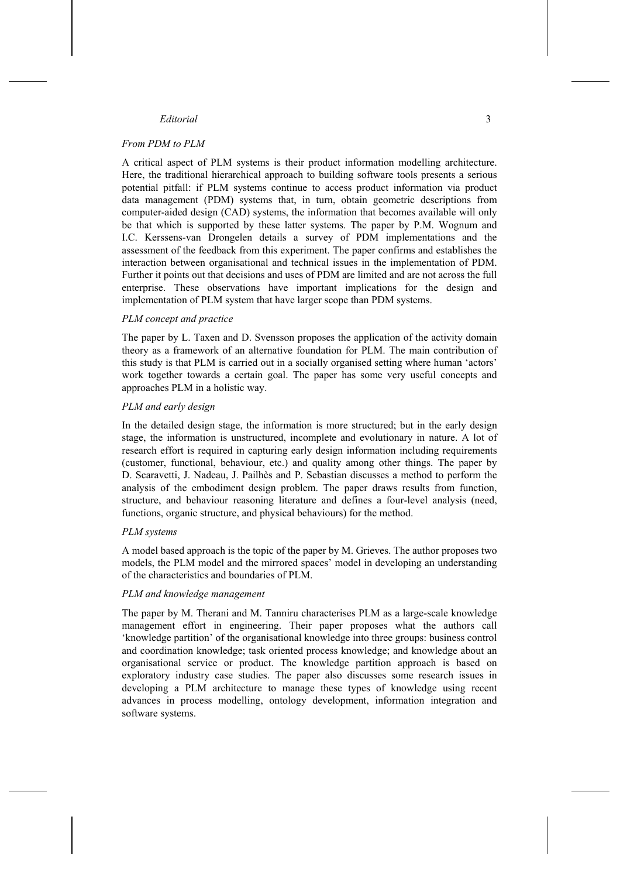*From PDM to PLM*

A critical aspect of PLM systems is their product information modelling architecture. Here, the traditional hierarchical approach to building software tools presents a serious potential pitfall: if PLM systems continue to access product information via product data management (PDM) systems that, in turn, obtain geometric descriptions from computer-aided design (CAD) systems, the information that becomes available will only be that which is supported by these latter systems. The paper by P.M. Wognum and I.C. Kerssens-van Drongelen details a survey of PDM implementations and the assessment of the feedback from this experiment. The paper confirms and establishes the interaction between organisational and technical issues in the implementation of PDM. Further it points out that decisions and uses of PDM are limited and are not across the full enterprise. These observations have important implications for the design and implementation of PLM system that have larger scope than PDM systems.

*PLM concept and practice*

The paper by L. Taxen and D. Svensson proposes the application of the activity domain theory as a framework of an alternative foundation for PLM. The main contribution of this study is that PLM is carried out in a socially organised setting where human 'actors' work together towards a certain goal. The paper has some very useful concepts and approaches PLM in a holistic way.

*PLM and early design*

In the detailed design stage, the information is more structured; but in the early design stage, the information is unstructured, incomplete and evolutionary in nature. A lot of research effort is required in capturing early design information including requirements (customer, functional, behaviour, etc.) and quality among other things. The paper by D. Scaravetti, J. Nadeau, J. Pailhès and P. Sebastian discusses a method to perform the analysis of the embodiment design problem. The paper draws results from function, structure, and behaviour reasoning literature and defines a four-level analysis (need, functions, organic structure, and physical behaviours) for the method.

*PLM systems*

A model based approach is the topic of the paper by M. Grieves. The author proposes two models, the PLM model and the mirrored spaces' model in developing an understanding of the characteristics and boundaries of PLM.

*PLM and knowledge management*

The paper by M. Therani and M. Tanniru characterises PLM as a large-scale knowledge management effort in engineering. Their paper proposes what the authors call 'knowledge partition' of the organisational knowledge into three groups: business control and coordination knowledge; task oriented process knowledge; and knowledge about an organisational service or product. The knowledge partition approach is based on exploratory industry case studies. The paper also discusses some research issues in developing a PLM architecture to manage these types of knowledge using recent advances in process modelling, ontology development, information integration and software systems.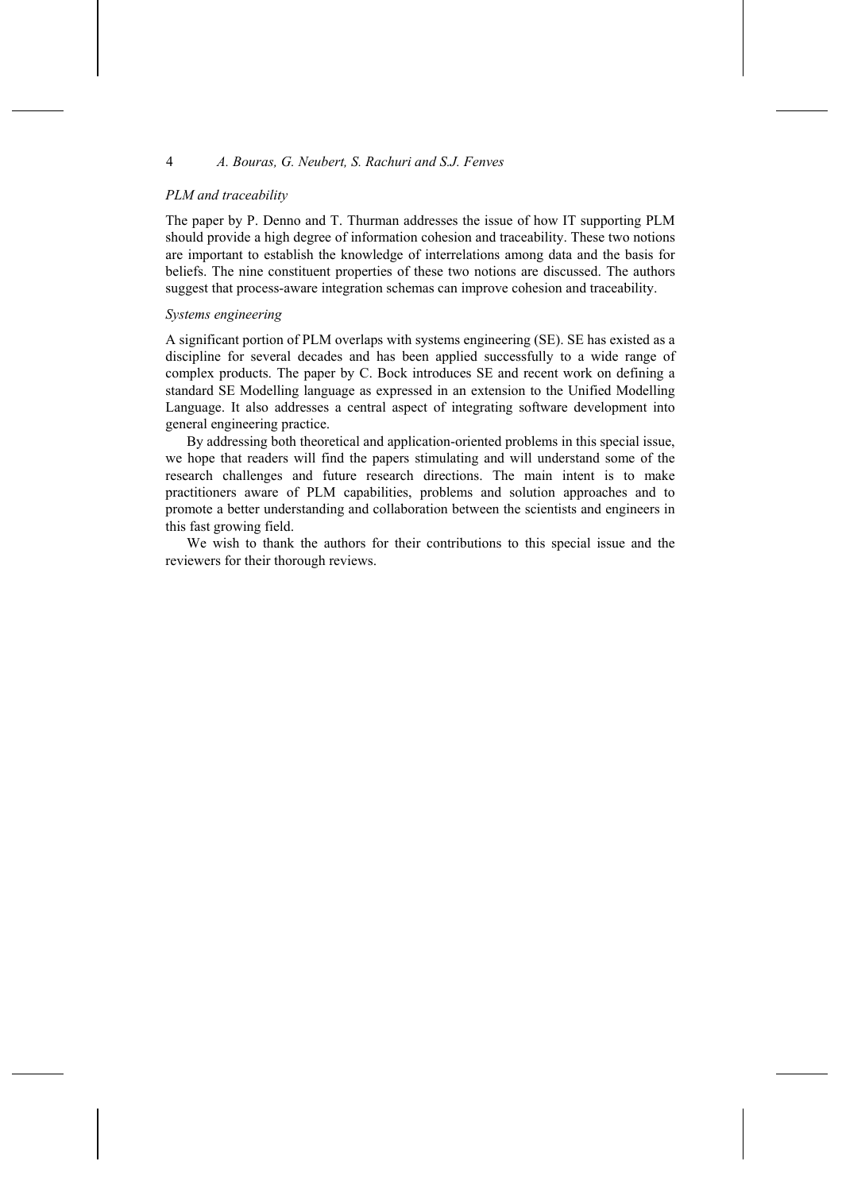*PLM and traceability*

The paper by P. Denno and T. Thurman addresses the issue of how IT supporting PLM should provide a high degree of information cohesion and traceability. These two notions are important to establish the knowledge of interrelations among data and the basis for beliefs. The nine constituent properties of these two notions are discussed. The authors suggest that process-aware integration schemas can improve cohesion and traceability.

*Systems engineering*

A significant portion of PLM overlaps with systems engineering (SE). SE has existed as a discipline for several decades and has been applied successfully to a wide range of complex products. The paper by C. Bock introduces SE and recent work on defining a standard SE Modelling language as expressed in an extension to the Unified Modelling Language. It also addresses a central aspect of integrating software development into general engineering practice.

By addressing both theoretical and application-oriented problems in this special issue, we hope that readers will find the papers stimulating and will understand some of the research challenges and future research directions. The main intent is to make practitioners aware of PLM capabilities, problems and solution approaches and to promote a better understanding and collaboration between the scientists and engineers in this fast growing field.

We wish to thank the authors for their contributions to this special issue and the reviewers for their thorough reviews.